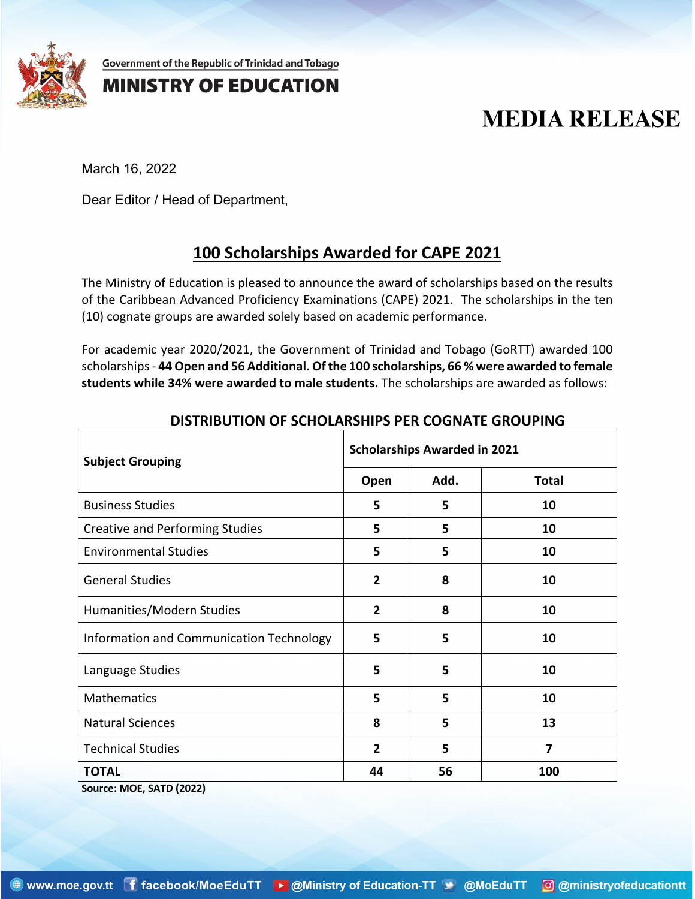Government of the Republic of Trinidad and Tobago

**MINISTRY OF EDUCATION**

# MEDIA RELEASE

March 16, 2022

Dear Editor / Head of Department,

## 100 Scholarships Awarded for CAPE 2021

The Ministry of Education is pleased to announce the award of scholarships based on the results of the Caribbean Advanced Proficiency Examinations (CAPE) 2021. The scholarships in the ten (10) cognate groups are awarded solely based on academic performance.

For academic year 2020/2021, the Government of Trinidad and Tobago (GoRTT) awarded 100 scholarships - **44 Open and 56 Additional. Of the 100 scholarships, 66 % were awarded to female students while 34% were awarded to male students.** The scholarships are awarded as follows:

### DISTRIBUTION OF SCHOLARSHIPS PER COGNATE GROUPING

| Subject Grouping | Scholarships Awarded in 2021 | | |
|---|---|---|---|
| | Open | Add. | Total |
| Business Studies | 5 | 5 | 10 |
| Creative and Performing Studies | 5 | 5 | 10 |
| Environmental Studies | 5 | 5 | 10 |
| General Studies | 2 | 8 | 10 |
| Humanities/Modern Studies | 2 | 8 | 10 |
| Information and Communication Technology | 5 | 5 | 10 |
| Language Studies | 5 | 5 | 10 |
| Mathematics | 5 | 5 | 10 |
| Natural Sciences | 8 | 5 | 13 |
| Technical Studies | 2 | 5 | 7 |
| **TOTAL** | **44** | **56** | **100** |

**Source: MOE, SATD (2022)**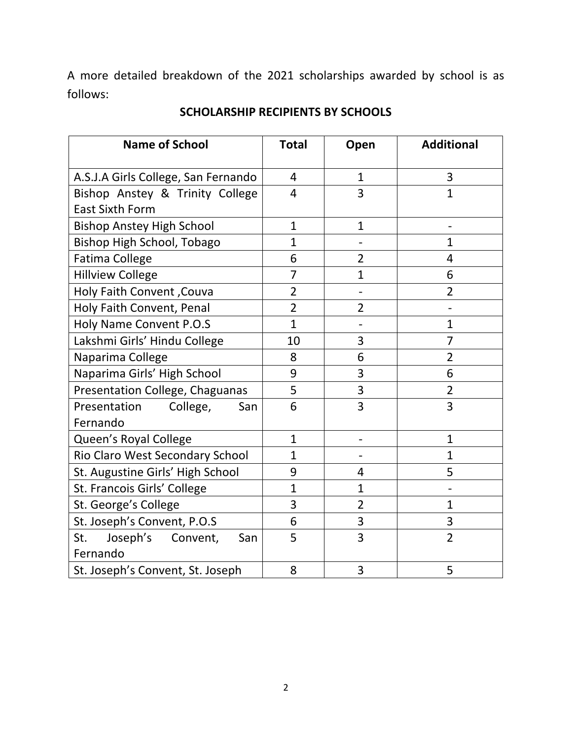A more detailed breakdown of the 2021 scholarships awarded by school is as follows:

**SCHOLARSHIP RECIPIENTS BY SCHOOLS**

| Name of School | Total | Open | Additional |
|---|---|---|---|
| A.S.J.A Girls College, San Fernando | 4 | 1 | 3 |
| Bishop Anstey & Trinity College East Sixth Form | 4 | 3 | 1 |
| Bishop Anstey High School | 1 | 1 | - |
| Bishop High School, Tobago | 1 | - | 1 |
| Fatima College | 6 | 2 | 4 |
| Hillview College | 7 | 1 | 6 |
| Holy Faith Convent ,Couva | 2 | - | 2 |
| Holy Faith Convent, Penal | 2 | 2 | - |
| Holy Name Convent P.O.S | 1 | - | 1 |
| Lakshmi Girls' Hindu College | 10 | 3 | 7 |
| Naparima College | 8 | 6 | 2 |
| Naparima Girls' High School | 9 | 3 | 6 |
| Presentation College, Chaguanas | 5 | 3 | 2 |
| Presentation College, San Fernando | 6 | 3 | 3 |
| Queen's Royal College | 1 | - | 1 |
| Rio Claro West Secondary School | 1 | - | 1 |
| St. Augustine Girls' High School | 9 | 4 | 5 |
| St. Francois Girls' College | 1 | 1 | - |
| St. George's College | 3 | 2 | 1 |
| St. Joseph's Convent, P.O.S | 6 | 3 | 3 |
| St. Joseph's Convent, San Fernando | 5 | 3 | 2 |
| St. Joseph's Convent, St. Joseph | 8 | 3 | 5 |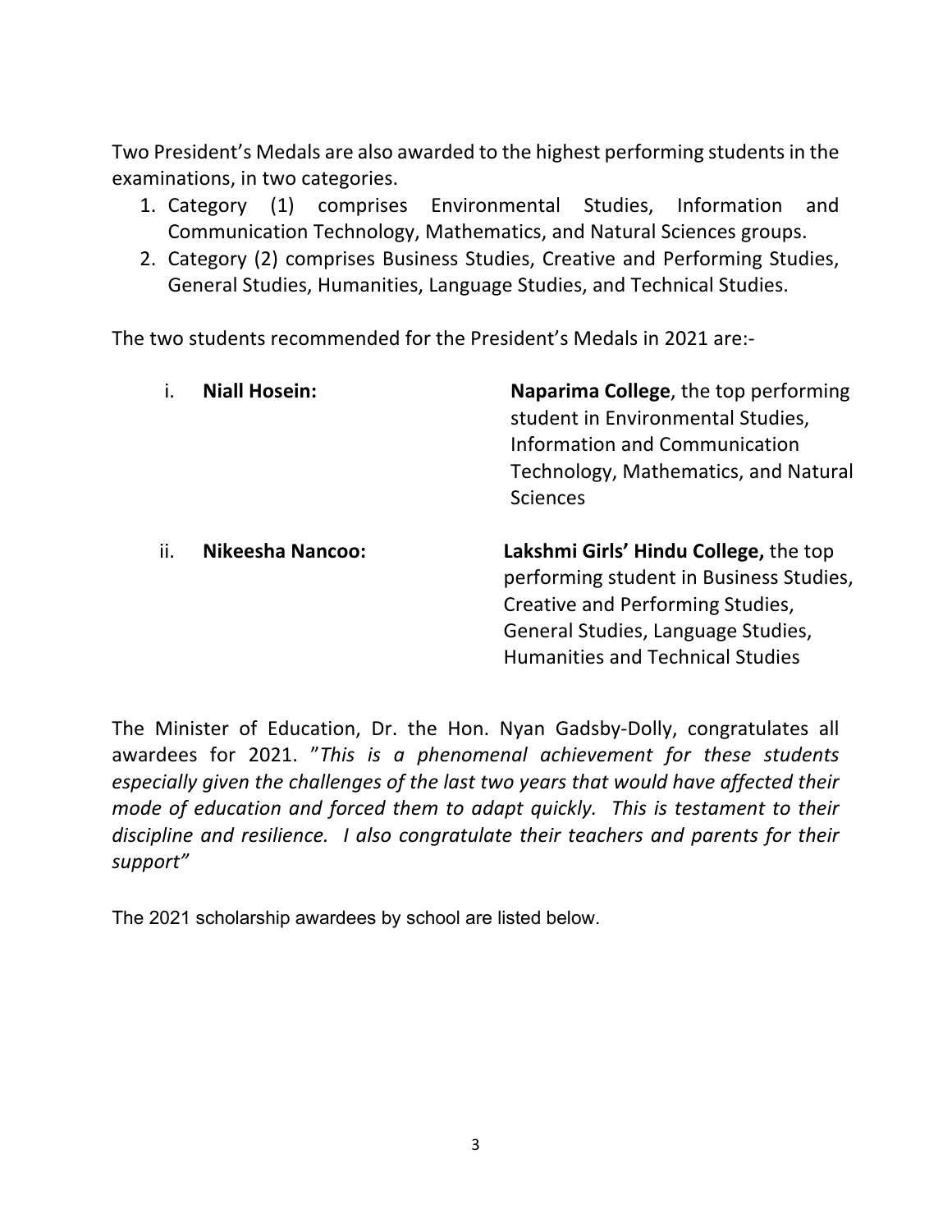Two President's Medals are also awarded to the highest performing students in the examinations, in two categories.

1. Category (1) comprises Environmental Studies, Information and Communication Technology, Mathematics, and Natural Sciences groups.
2. Category (2) comprises Business Studies, Creative and Performing Studies, General Studies, Humanities, Language Studies, and Technical Studies.

The two students recommended for the President's Medals in 2021 are:-

i. **Niall Hosein:** **Naparima College**, the top performing student in Environmental Studies, Information and Communication Technology, Mathematics, and Natural Sciences

ii. **Nikeesha Nancoo:** **Lakshmi Girls' Hindu College,** the top performing student in Business Studies, Creative and Performing Studies, General Studies, Language Studies, Humanities and Technical Studies

The Minister of Education, Dr. the Hon. Nyan Gadsby-Dolly, congratulates all awardees for 2021. "*This is a phenomenal achievement for these students especially given the challenges of the last two years that would have affected their mode of education and forced them to adapt quickly. This is testament to their discipline and resilience. I also congratulate their teachers and parents for their support"*

The 2021 scholarship awardees by school are listed below.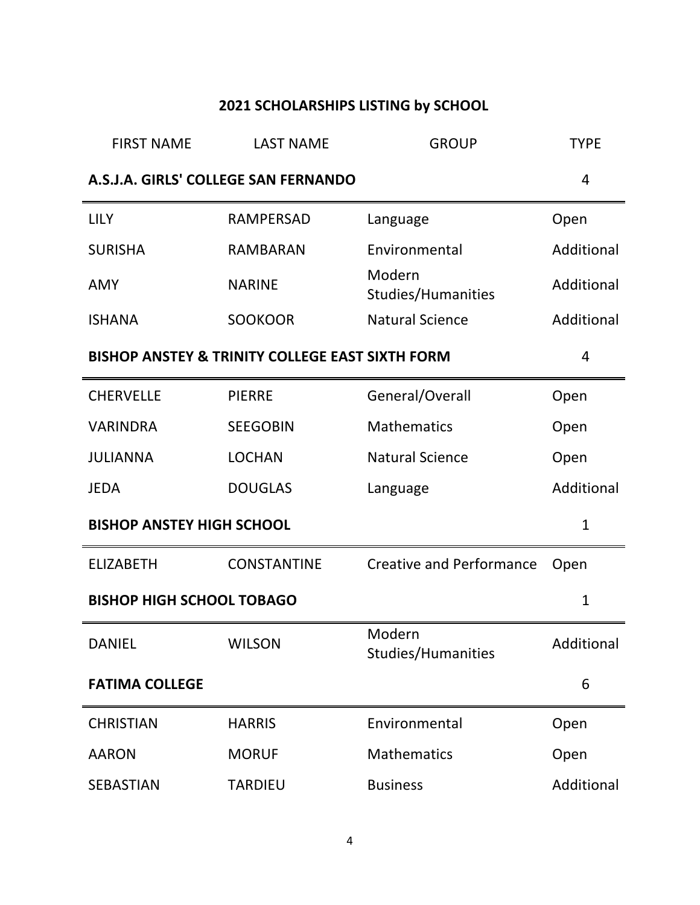## 2021 SCHOLARSHIPS LISTING by SCHOOL

| FIRST NAME | LAST NAME | GROUP | TYPE |
|---|---|---|---|
| **A.S.J.A. GIRLS' COLLEGE SAN FERNANDO** | | | 4 |
| LILY | RAMPERSAD | Language | Open |
| SURISHA | RAMBARAN | Environmental | Additional |
| AMY | NARINE | Modern Studies/Humanities | Additional |
| ISHANA | SOOKOOR | Natural Science | Additional |
| **BISHOP ANSTEY & TRINITY COLLEGE EAST SIXTH FORM** | | | 4 |
| CHERVELLE | PIERRE | General/Overall | Open |
| VARINDRA | SEEGOBIN | Mathematics | Open |
| JULIANNA | LOCHAN | Natural Science | Open |
| JEDA | DOUGLAS | Language | Additional |
| **BISHOP ANSTEY HIGH SCHOOL** | | | 1 |
| ELIZABETH | CONSTANTINE | Creative and Performance | Open |
| **BISHOP HIGH SCHOOL TOBAGO** | | | 1 |
| DANIEL | WILSON | Modern Studies/Humanities | Additional |
| **FATIMA COLLEGE** | | | 6 |
| CHRISTIAN | HARRIS | Environmental | Open |
| AARON | MORUF | Mathematics | Open |
| SEBASTIAN | TARDIEU | Business | Additional |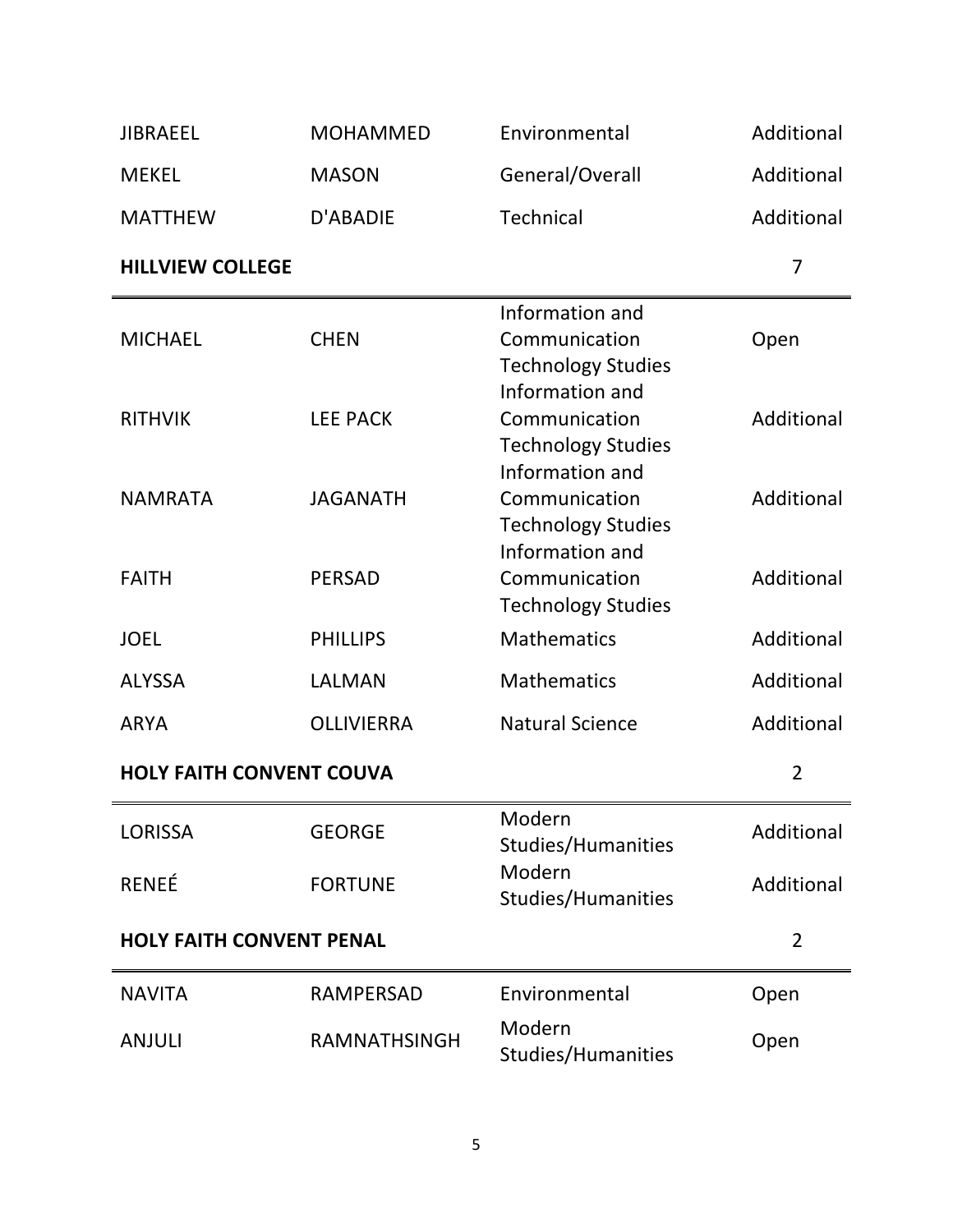| | | | |
|---|---|---|---|
| JIBRAEEL | MOHAMMED | Environmental | Additional |
| MEKEL | MASON | General/Overall | Additional |
| MATTHEW | D'ABADIE | Technical | Additional |

**HILLVIEW COLLEGE** 7

| | | | |
|---|---|---|---|
| MICHAEL | CHEN | Information and Communication Technology Studies | Open |
| RITHVIK | LEE PACK | Information and Communication Technology Studies | Additional |
| NAMRATA | JAGANATH | Information and Communication Technology Studies | Additional |
| FAITH | PERSAD | Information and Communication Technology Studies | Additional |
| JOEL | PHILLIPS | Mathematics | Additional |
| ALYSSA | LALMAN | Mathematics | Additional |
| ARYA | OLLIVIERRA | Natural Science | Additional |

**HOLY FAITH CONVENT COUVA** 2

| | | | |
|---|---|---|---|
| LORISSA | GEORGE | Modern Studies/Humanities | Additional |
| RENEÉ | FORTUNE | Modern Studies/Humanities | Additional |

**HOLY FAITH CONVENT PENAL** 2

| | | | |
|---|---|---|---|
| NAVITA | RAMPERSAD | Environmental | Open |
| ANJULI | RAMNATHSINGH | Modern Studies/Humanities | Open |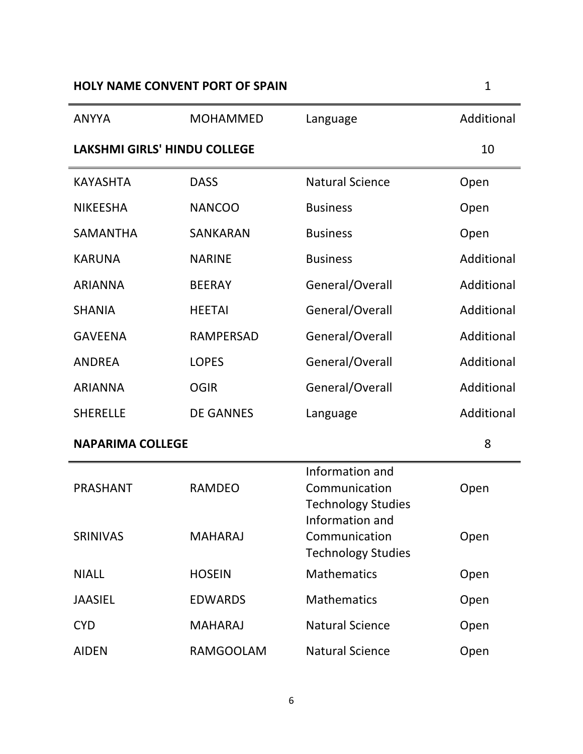**HOLY NAME CONVENT PORT OF SPAIN** 1

| | | | |
|---|---|---|---|
| ANYYA | MOHAMMED | Language | Additional |

**LAKSHMI GIRLS' HINDU COLLEGE** 10

| | | | |
|---|---|---|---|
| KAYASHTA | DASS | Natural Science | Open |
| NIKEESHA | NANCOO | Business | Open |
| SAMANTHA | SANKARAN | Business | Open |
| KARUNA | NARINE | Business | Additional |
| ARIANNA | BEERAY | General/Overall | Additional |
| SHANIA | HEETAI | General/Overall | Additional |
| GAVEENA | RAMPERSAD | General/Overall | Additional |
| ANDREA | LOPES | General/Overall | Additional |
| ARIANNA | OGIR | General/Overall | Additional |
| SHERELLE | DE GANNES | Language | Additional |

**NAPARIMA COLLEGE** 8

| | | | |
|---|---|---|---|
| PRASHANT | RAMDEO | Information and Communication Technology Studies | Open |
| SRINIVAS | MAHARAJ | Information and Communication Technology Studies | Open |
| NIALL | HOSEIN | Mathematics | Open |
| JAASIEL | EDWARDS | Mathematics | Open |
| CYD | MAHARAJ | Natural Science | Open |
| AIDEN | RAMGOOLAM | Natural Science | Open |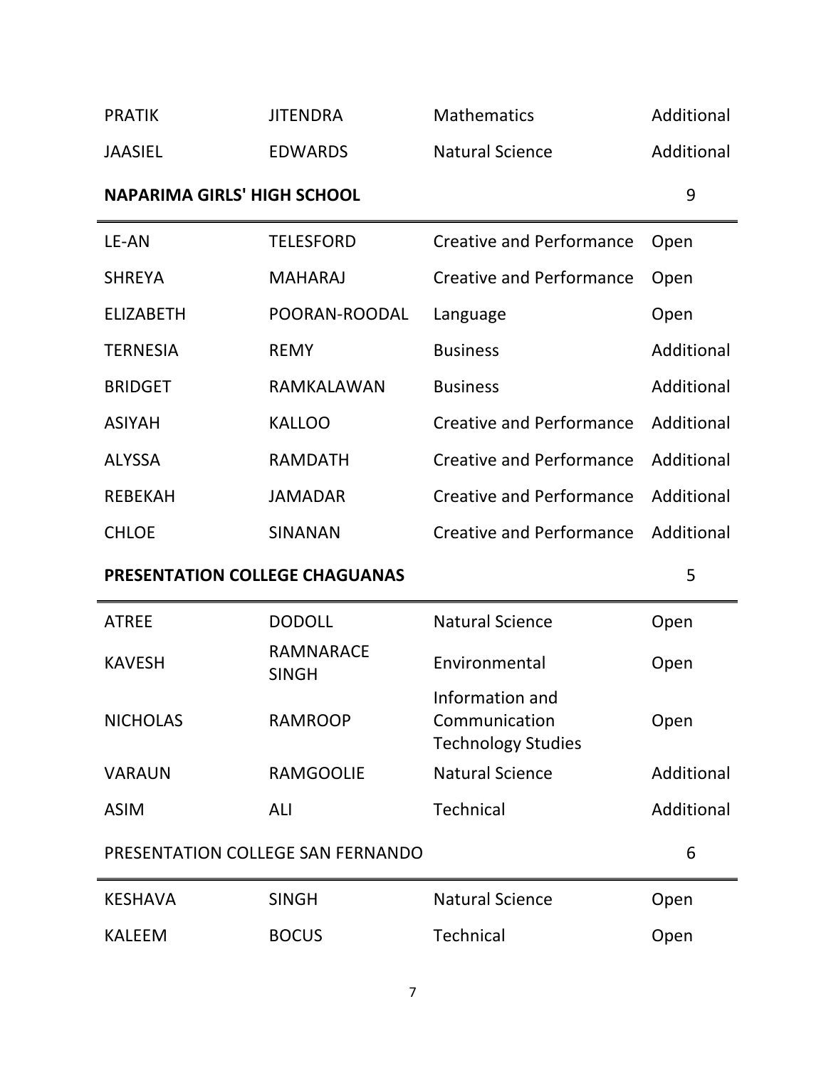| | | | |
|---|---|---|---|
| PRATIK | JITENDRA | Mathematics | Additional |
| JAASIEL | EDWARDS | Natural Science | Additional |

**NAPARIMA GIRLS' HIGH SCHOOL** 9

| | | | |
|---|---|---|---|
| LE-AN | TELESFORD | Creative and Performance | Open |
| SHREYA | MAHARAJ | Creative and Performance | Open |
| ELIZABETH | POORAN-ROODAL | Language | Open |
| TERNESIA | REMY | Business | Additional |
| BRIDGET | RAMKALAWAN | Business | Additional |
| ASIYAH | KALLOO | Creative and Performance | Additional |
| ALYSSA | RAMDATH | Creative and Performance | Additional |
| REBEKAH | JAMADAR | Creative and Performance | Additional |
| CHLOE | SINANAN | Creative and Performance | Additional |

**PRESENTATION COLLEGE CHAGUANAS** 5

| | | | |
|---|---|---|---|
| ATREE | DODOLL | Natural Science | Open |
| KAVESH | RAMNARACE SINGH | Environmental | Open |
| NICHOLAS | RAMROOP | Information and Communication Technology Studies | Open |
| VARAUN | RAMGOOLIE | Natural Science | Additional |
| ASIM | ALI | Technical | Additional |

PRESENTATION COLLEGE SAN FERNANDO 6

| | | | |
|---|---|---|---|
| KESHAVA | SINGH | Natural Science | Open |
| KALEEM | BOCUS | Technical | Open |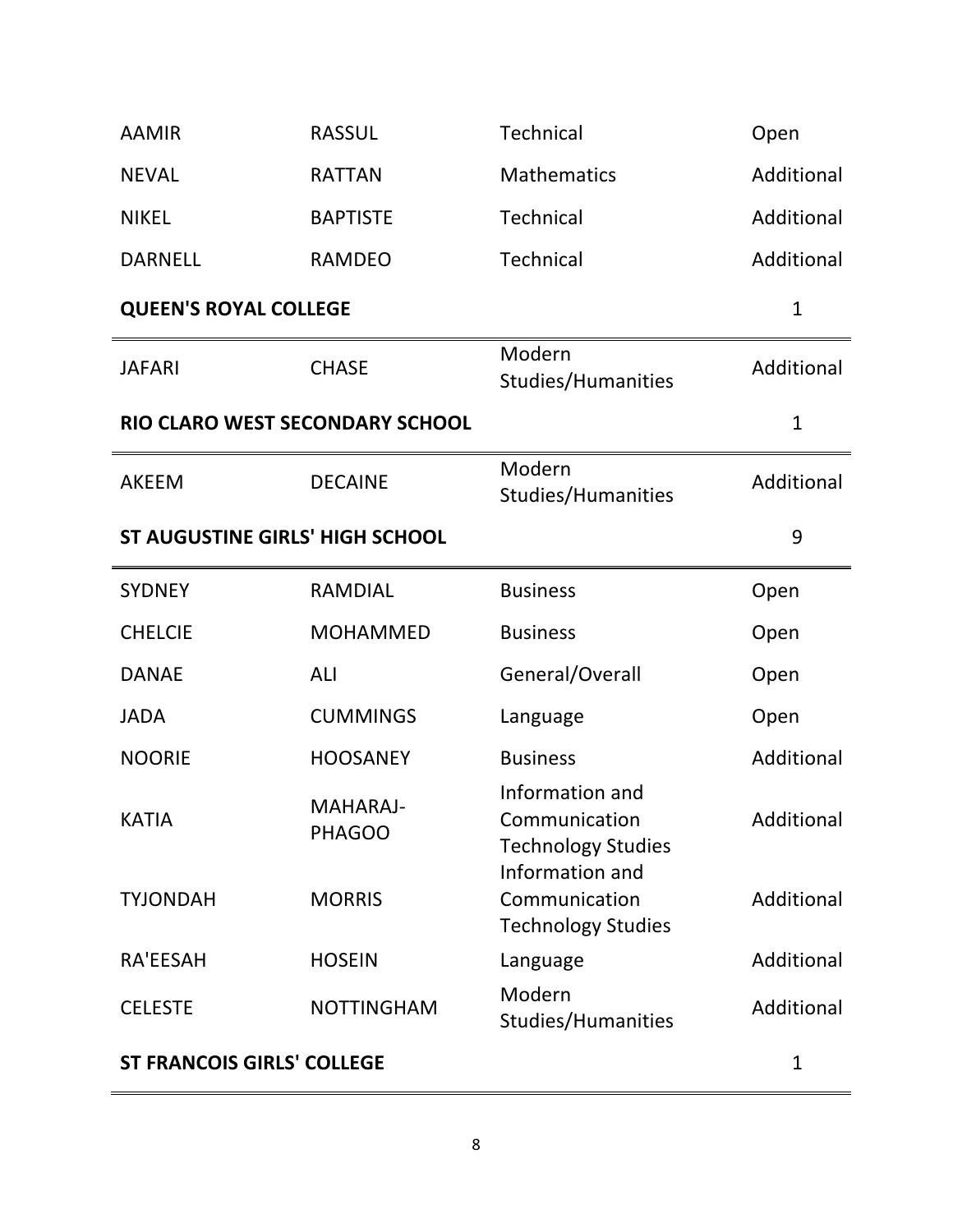| | | | |
|---|---|---|---|
| AAMIR | RASSUL | Technical | Open |
| NEVAL | RATTAN | Mathematics | Additional |
| NIKEL | BAPTISTE | Technical | Additional |
| DARNELL | RAMDEO | Technical | Additional |

**QUEEN'S ROYAL COLLEGE** 1

| | | | |
|---|---|---|---|
| JAFARI | CHASE | Modern Studies/Humanities | Additional |

**RIO CLARO WEST SECONDARY SCHOOL** 1

| | | | |
|---|---|---|---|
| AKEEM | DECAINE | Modern Studies/Humanities | Additional |

**ST AUGUSTINE GIRLS' HIGH SCHOOL** 9

| | | | |
|---|---|---|---|
| SYDNEY | RAMDIAL | Business | Open |
| CHELCIE | MOHAMMED | Business | Open |
| DANAE | ALI | General/Overall | Open |
| JADA | CUMMINGS | Language | Open |
| NOORIE | HOOSANEY | Business | Additional |
| KATIA | MAHARAJ-PHAGOO | Information and Communication Technology Studies | Additional |
| TYJONDAH | MORRIS | Information and Communication Technology Studies | Additional |
| RA'EESAH | HOSEIN | Language | Additional |
| CELESTE | NOTTINGHAM | Modern Studies/Humanities | Additional |

**ST FRANCOIS GIRLS' COLLEGE** 1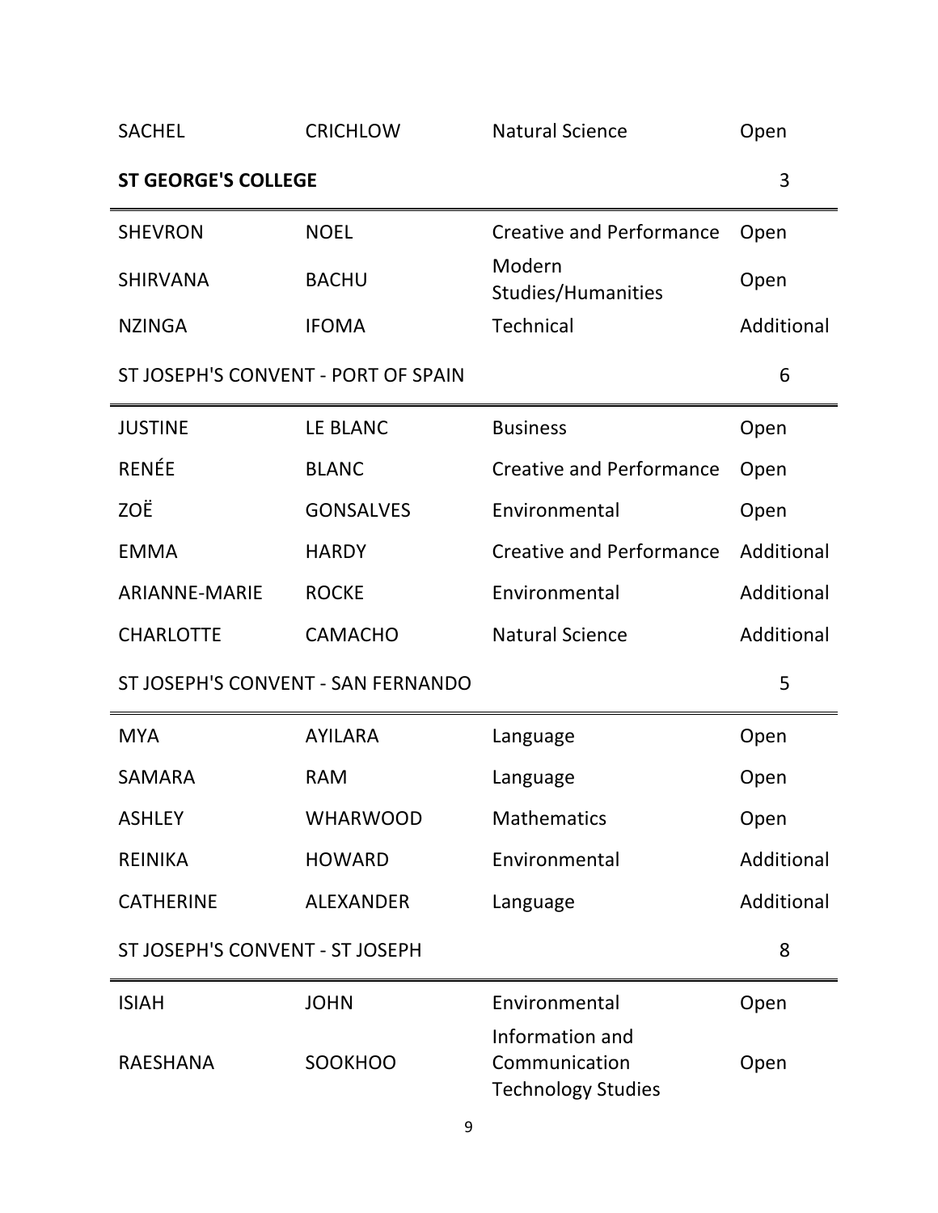| | | | |
|---|---|---|---|
| SACHEL | CRICHLOW | Natural Science | Open |
| **ST GEORGE'S COLLEGE** | | | 3 |
| SHEVRON | NOEL | Creative and Performance | Open |
| SHIRVANA | BACHU | Modern Studies/Humanities | Open |
| NZINGA | IFOMA | Technical | Additional |
| ST JOSEPH'S CONVENT - PORT OF SPAIN | | | 6 |
| JUSTINE | LE BLANC | Business | Open |
| RENÉE | BLANC | Creative and Performance | Open |
| ZOË | GONSALVES | Environmental | Open |
| EMMA | HARDY | Creative and Performance | Additional |
| ARIANNE-MARIE | ROCKE | Environmental | Additional |
| CHARLOTTE | CAMACHO | Natural Science | Additional |
| ST JOSEPH'S CONVENT - SAN FERNANDO | | | 5 |
| MYA | AYILARA | Language | Open |
| SAMARA | RAM | Language | Open |
| ASHLEY | WHARWOOD | Mathematics | Open |
| REINIKA | HOWARD | Environmental | Additional |
| CATHERINE | ALEXANDER | Language | Additional |
| ST JOSEPH'S CONVENT - ST JOSEPH | | | 8 |
| ISIAH | JOHN | Environmental | Open |
| RAESHANA | SOOKHOO | Information and Communication Technology Studies | Open |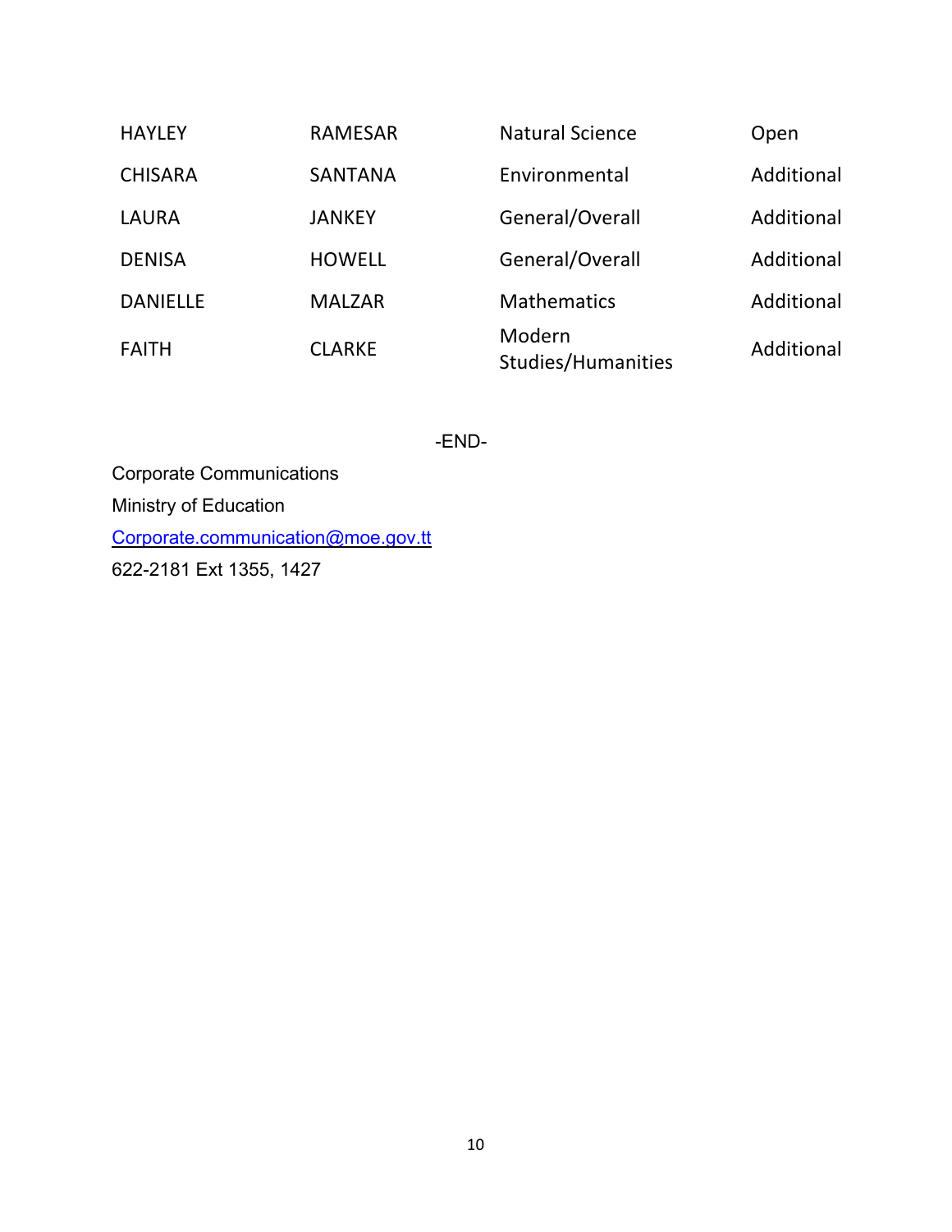| | | | |
|---|---|---|---|
| HAYLEY | RAMESAR | Natural Science | Open |
| CHISARA | SANTANA | Environmental | Additional |
| LAURA | JANKEY | General/Overall | Additional |
| DENISA | HOWELL | General/Overall | Additional |
| DANIELLE | MALZAR | Mathematics | Additional |
| FAITH | CLARKE | Modern Studies/Humanities | Additional |

-END-

Corporate Communications

Ministry of Education

Corporate.communication@moe.gov.tt

622-2181 Ext 1355, 1427